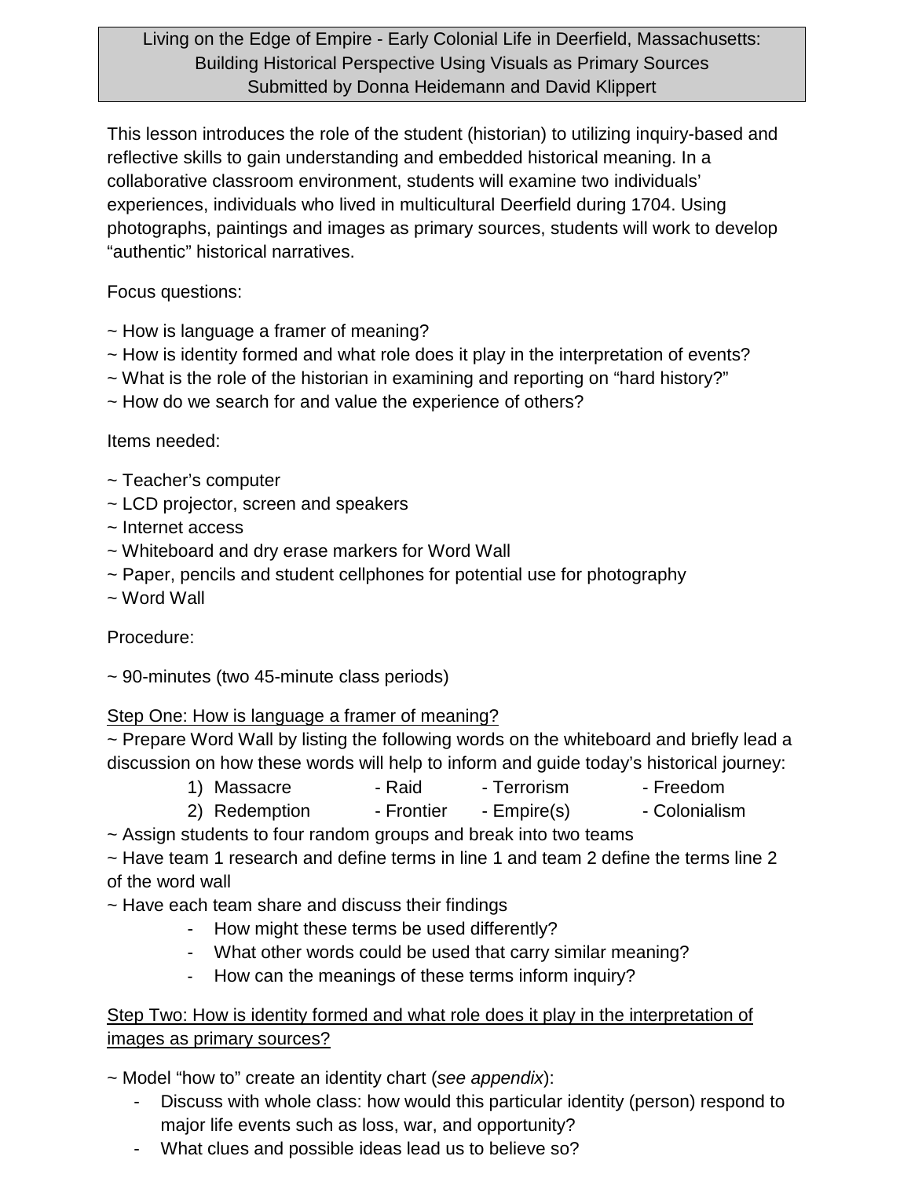# Living on the Edge of Empire - Early Colonial Life in Deerfield, Massachusetts: Building Historical Perspective Using Visuals as Primary Sources

Submitted by Donna Heidemann and David Klippert

This lesson introduces the role of the student (historian) to utilizing inquiry-based and reflective skills to gain understanding and embedded historical meaning. In a collaborative classroom environment, students will examine two individuals' experiences, individuals who lived in multicultural Deerfield during 1704. Using photographs, paintings and images as primary sources, students will work to develop "authentic" historical narratives.

Focus questions:

~ How is language a framer of meaning?
~ How is identity formed and what role does it play in the interpretation of events?
~ What is the role of the historian in examining and reporting on "hard history?"
~ How do we search for and value the experience of others?

Items needed:

~ Teacher's computer
~ LCD projector, screen and speakers
~ Internet access
~ Whiteboard and dry erase markers for Word Wall
~ Paper, pencils and student cellphones for potential use for photography
~ Word Wall

Procedure:

~ 90-minutes (two 45-minute class periods)

<u>Step One: How is language a framer of meaning?</u>

~ Prepare Word Wall by listing the following words on the whiteboard and briefly lead a discussion on how these words will help to inform and guide today's historical journey:

1) Massacre - Raid - Terrorism - Freedom
2) Redemption - Frontier - Empire(s) - Colonialism

~ Assign students to four random groups and break into two teams
~ Have team 1 research and define terms in line 1 and team 2 define the terms line 2 of the word wall
~ Have each team share and discuss their findings

- How might these terms be used differently?
- What other words could be used that carry similar meaning?
- How can the meanings of these terms inform inquiry?

<u>Step Two: How is identity formed and what role does it play in the interpretation of images as primary sources?</u>

~ Model "how to" create an identity chart (*see appendix*):

- Discuss with whole class: how would this particular identity (person) respond to major life events such as loss, war, and opportunity?
- What clues and possible ideas lead us to believe so?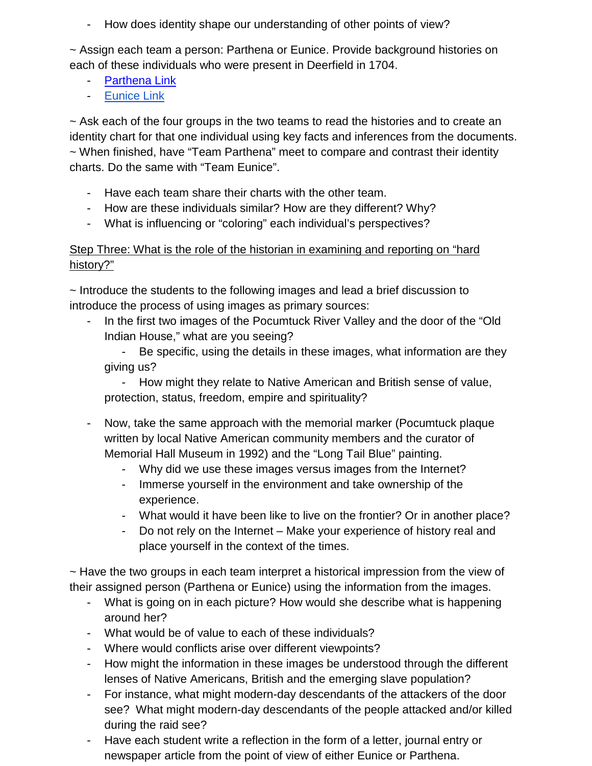- How does identity shape our understanding of other points of view?

~ Assign each team a person: Parthena or Eunice. Provide background histories on each of these individuals who were present in Deerfield in 1704.

- Parthena Link
- Eunice Link

~ Ask each of the four groups in the two teams to read the histories and to create an identity chart for that one individual using key facts and inferences from the documents.
~ When finished, have "Team Parthena" meet to compare and contrast their identity charts. Do the same with "Team Eunice".

- Have each team share their charts with the other team.
- How are these individuals similar? How are they different? Why?
- What is influencing or "coloring" each individual's perspectives?

<u>Step Three: What is the role of the historian in examining and reporting on "hard history?"</u>

~ Introduce the students to the following images and lead a brief discussion to introduce the process of using images as primary sources:

- In the first two images of the Pocumtuck River Valley and the door of the "Old Indian House," what are you seeing?
  - Be specific, using the details in these images, what information are they giving us?
  - How might they relate to Native American and British sense of value, protection, status, freedom, empire and spirituality?

- Now, take the same approach with the memorial marker (Pocumtuck plaque written by local Native American community members and the curator of Memorial Hall Museum in 1992) and the "Long Tail Blue" painting.
  - Why did we use these images versus images from the Internet?
  - Immerse yourself in the environment and take ownership of the experience.
  - What would it have been like to live on the frontier? Or in another place?
  - Do not rely on the Internet – Make your experience of history real and place yourself in the context of the times.

~ Have the two groups in each team interpret a historical impression from the view of their assigned person (Parthena or Eunice) using the information from the images.

- What is going on in each picture? How would she describe what is happening around her?
- What would be of value to each of these individuals?
- Where would conflicts arise over different viewpoints?
- How might the information in these images be understood through the different lenses of Native Americans, British and the emerging slave population?
- For instance, what might modern-day descendants of the attackers of the door see? What might modern-day descendants of the people attacked and/or killed during the raid see?
- Have each student write a reflection in the form of a letter, journal entry or newspaper article from the point of view of either Eunice or Parthena.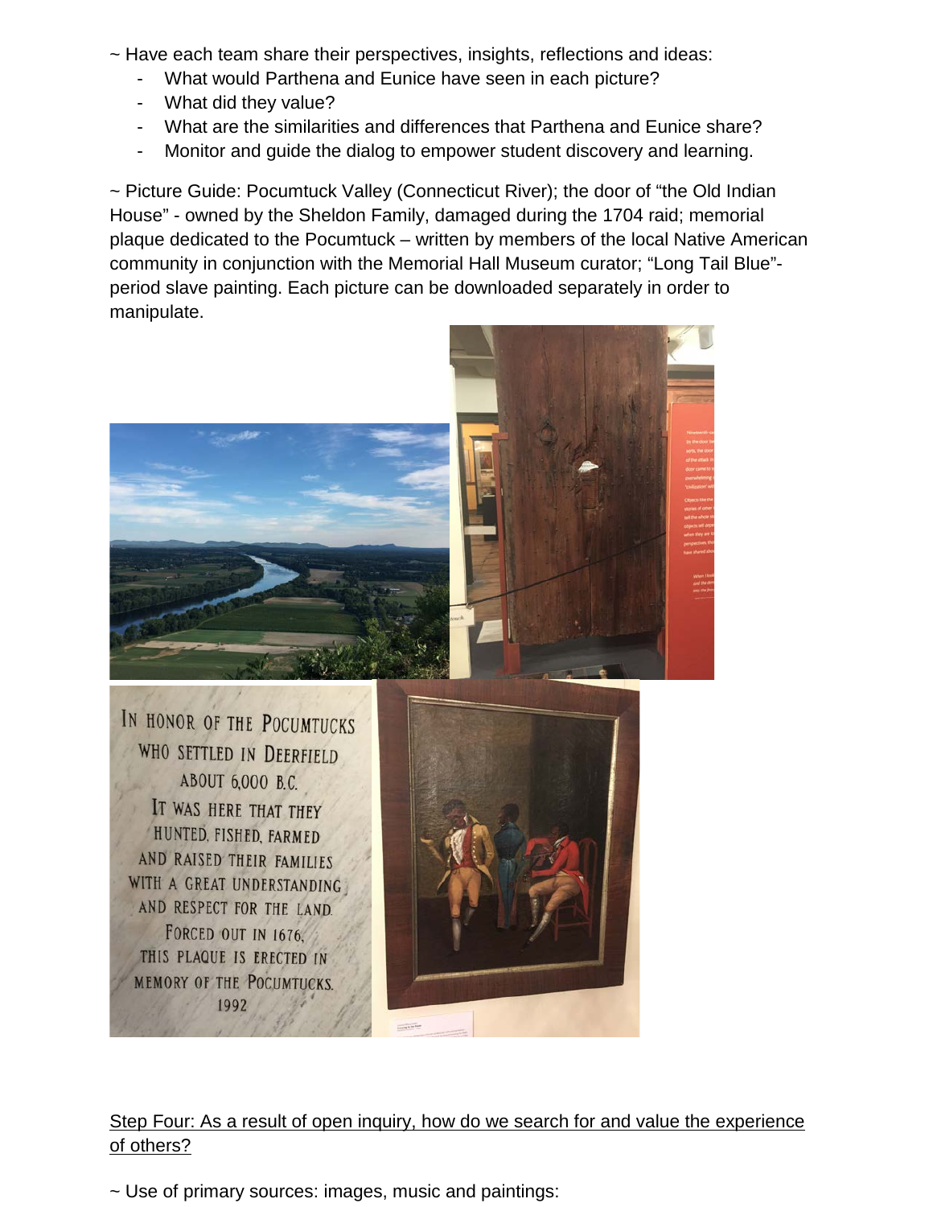~ Have each team share their perspectives, insights, reflections and ideas:

- What would Parthena and Eunice have seen in each picture?
- What did they value?
- What are the similarities and differences that Parthena and Eunice share?
- Monitor and guide the dialog to empower student discovery and learning.

~ Picture Guide: Pocumtuck Valley (Connecticut River); the door of "the Old Indian House" - owned by the Sheldon Family, damaged during the 1704 raid; memorial plaque dedicated to the Pocumtuck – written by members of the local Native American community in conjunction with the Memorial Hall Museum curator; "Long Tail Blue"- period slave painting. Each picture can be downloaded separately in order to manipulate.

<u>Step Four: As a result of open inquiry, how do we search for and value the experience of others?</u>

~ Use of primary sources: images, music and paintings: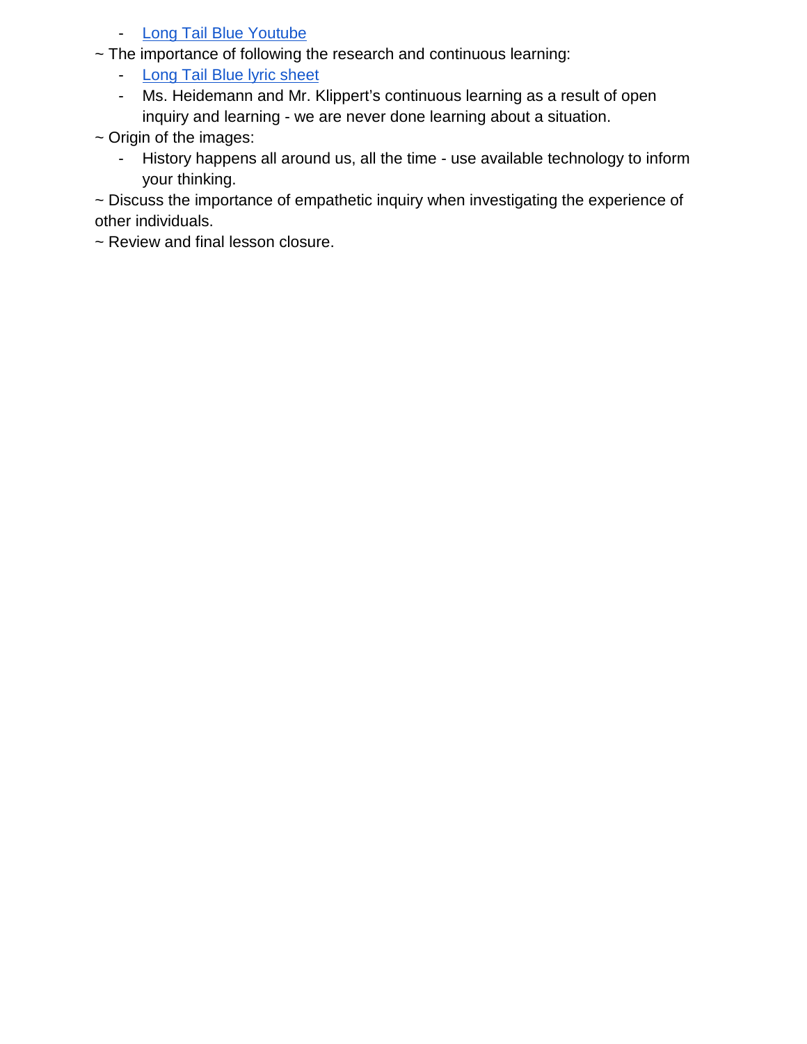- Long Tail Blue Youtube

~ The importance of following the research and continuous learning:

- Long Tail Blue lyric sheet
- Ms. Heidemann and Mr. Klippert's continuous learning as a result of open inquiry and learning - we are never done learning about a situation.

~ Origin of the images:

- History happens all around us, all the time - use available technology to inform your thinking.

~ Discuss the importance of empathetic inquiry when investigating the experience of other individuals.

~ Review and final lesson closure.